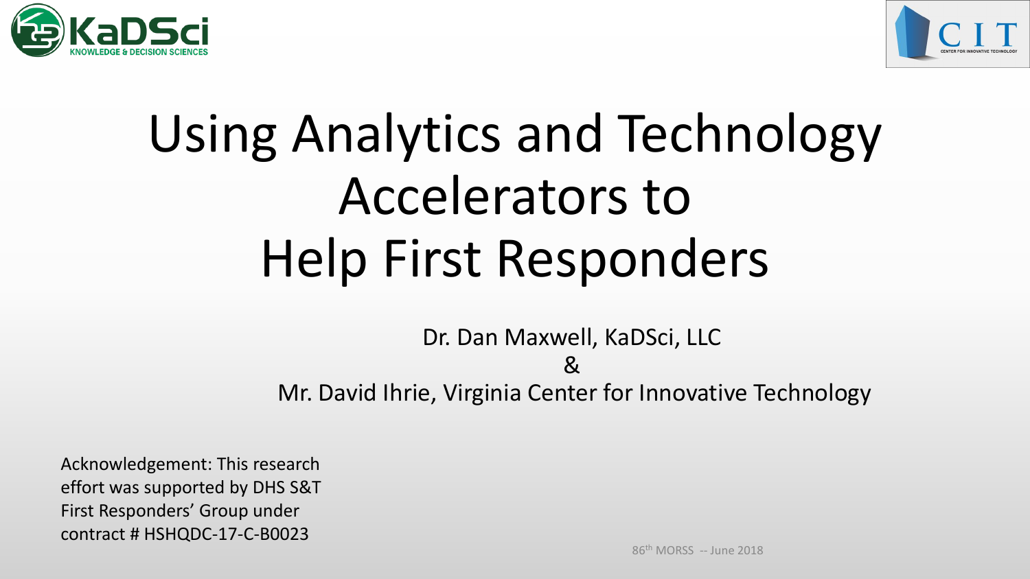KaDSci
KNOWLEDGE & DECISION SCIENCES

CIT
CENTER FOR INNOVATIVE TECHNOLOGY

# Using Analytics and Technology Accelerators to Help First Responders

Dr. Dan Maxwell, KaDSci, LLC

&

Mr. David Ihrie, Virginia Center for Innovative Technology

Acknowledgement: This research effort was supported by DHS S&T First Responders' Group under contract # HSHQDC-17-C-B0023

86th MORSS -- June 2018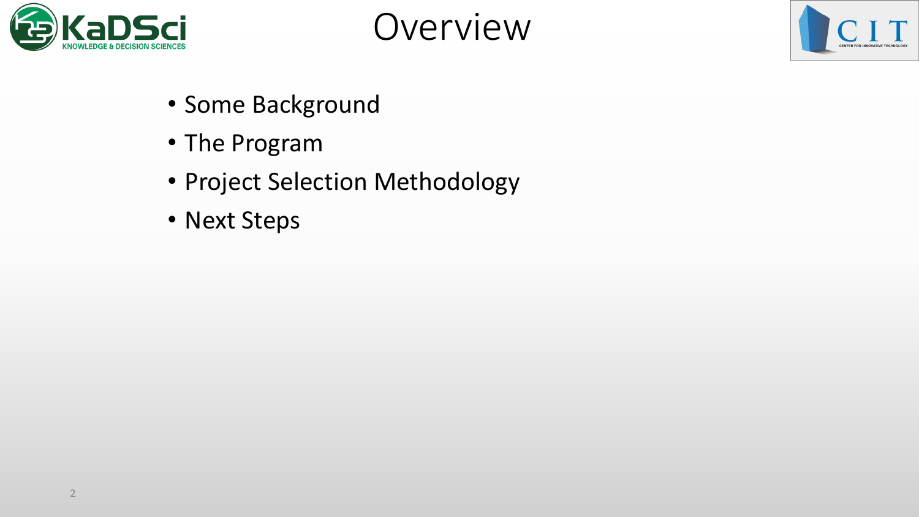# Overview

- Some Background
- The Program
- Project Selection Methodology
- Next Steps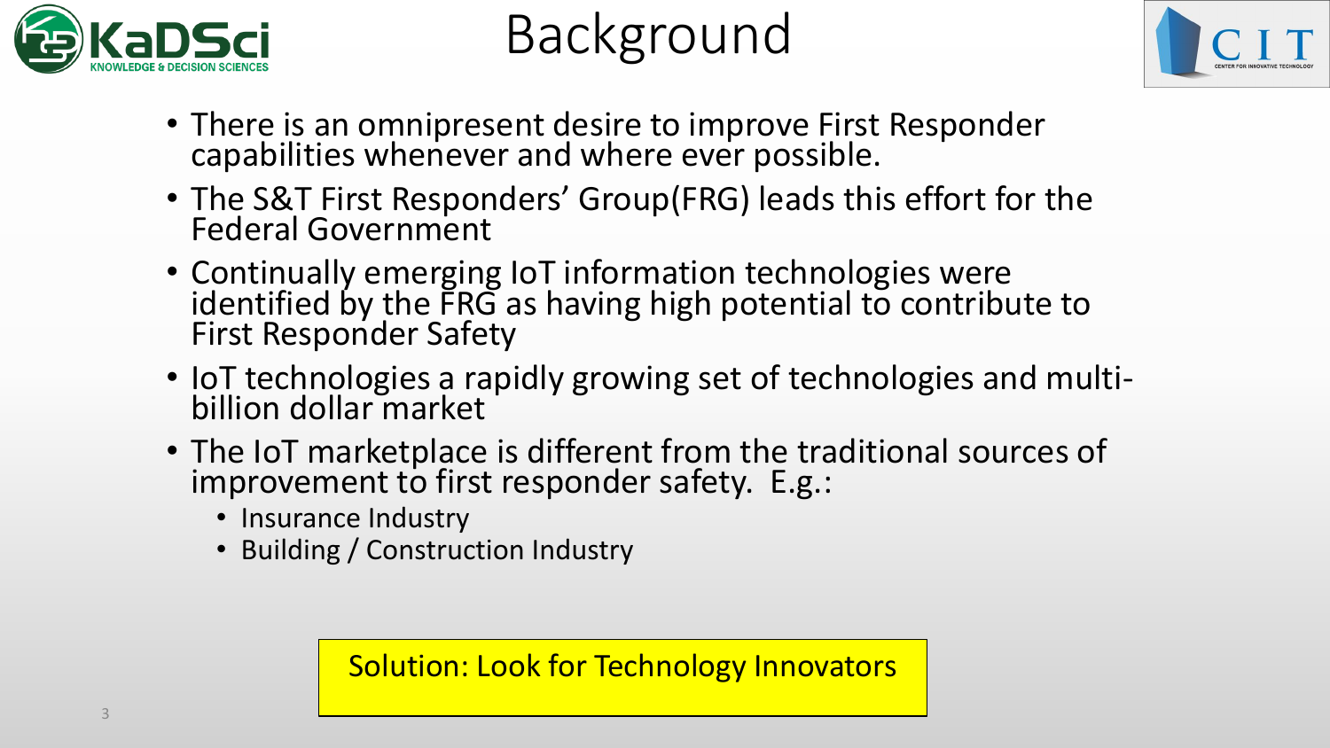# Background

- There is an omnipresent desire to improve First Responder capabilities whenever and where ever possible.
- The S&T First Responders' Group(FRG) leads this effort for the Federal Government
- Continually emerging IoT information technologies were identified by the FRG as having high potential to contribute to First Responder Safety
- IoT technologies a rapidly growing set of technologies and multi-billion dollar market
- The IoT marketplace is different from the traditional sources of improvement to first responder safety. E.g.:
  - Insurance Industry
  - Building / Construction Industry

Solution: Look for Technology Innovators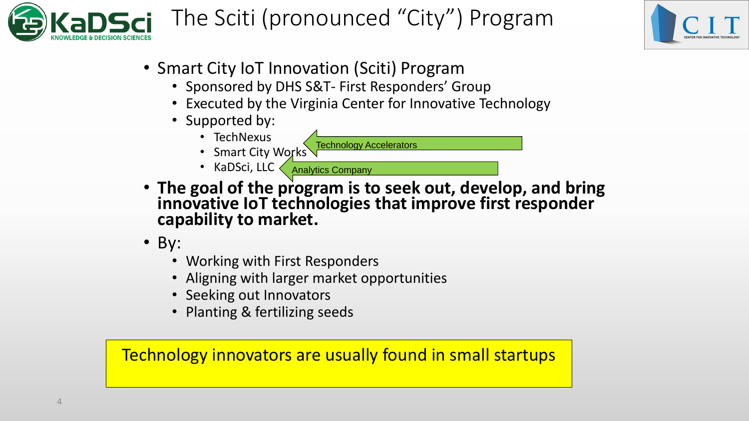# The Sciti (pronounced "City") Program

- Smart City IoT Innovation (Sciti) Program
  - Sponsored by DHS S&T- First Responders' Group
  - Executed by the Virginia Center for Innovative Technology
  - Supported by:
    - TechNexus
    - Smart City Works
    - KaDSci, LLC

Technology Accelerators

Analytics Company

- **The goal of the program is to seek out, develop, and bring innovative IoT technologies that improve first responder capability to market.**
- By:
  - Working with First Responders
  - Aligning with larger market opportunities
  - Seeking out Innovators
  - Planting & fertilizing seeds

Technology innovators are usually found in small startups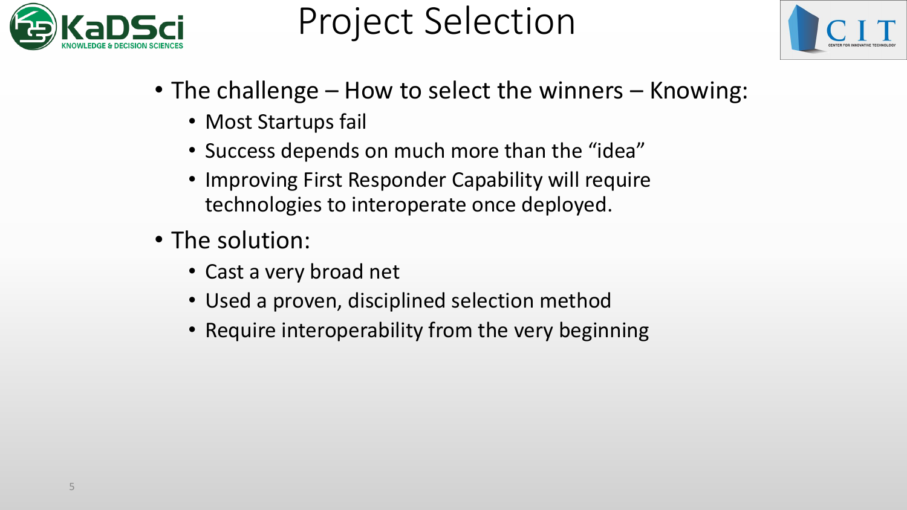# Project Selection

- The challenge – How to select the winners – Knowing:
  - Most Startups fail
  - Success depends on much more than the "idea"
  - Improving First Responder Capability will require technologies to interoperate once deployed.
- The solution:
  - Cast a very broad net
  - Used a proven, disciplined selection method
  - Require interoperability from the very beginning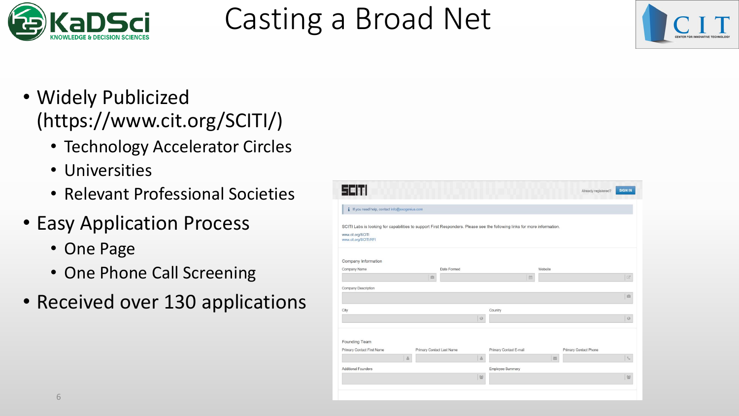# Casting a Broad Net

- Widely Publicized (https://www.cit.org/SCITI/)
  - Technology Accelerator Circles
  - Universities
  - Relevant Professional Societies
- Easy Application Process
  - One Page
  - One Phone Call Screening
- Received over 130 applications

SCITI

Already registered? SIGN IN

If you need help, contact info@exogenius.com

SCITI Labs is looking for capabilities to support First Responders. Please see the following links for more information.

www.cit.org/SCITI
www.cit.org/SCITI/RFI

Company Information

Company Name | Date Formed | Website

Company Description

City | Country

Founding Team

Primary Contact First Name | Primary Contact Last Name | Primary Contact E-mail | Primary Contact Phone

Additional Founders | Employee Summary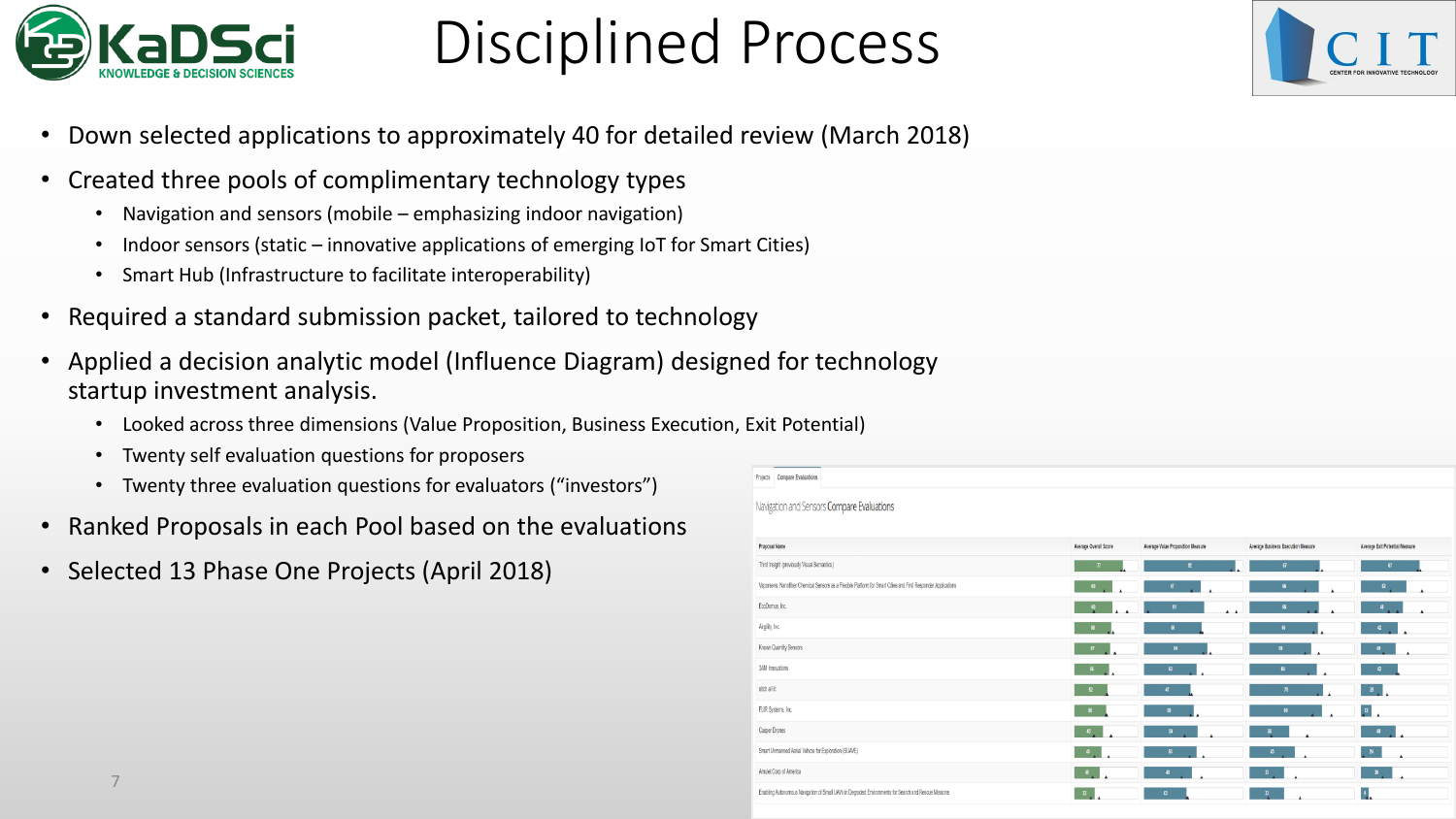# Disciplined Process

- Down selected applications to approximately 40 for detailed review (March 2018)
- Created three pools of complimentary technology types
  - Navigation and sensors (mobile – emphasizing indoor navigation)
  - Indoor sensors (static – innovative applications of emerging IoT for Smart Cities)
  - Smart Hub (Infrastructure to facilitate interoperability)
- Required a standard submission packet, tailored to technology
- Applied a decision analytic model (Influence Diagram) designed for technology startup investment analysis.
  - Looked across three dimensions (Value Proposition, Business Execution, Exit Potential)
  - Twenty self evaluation questions for proposers
  - Twenty three evaluation questions for evaluators ("investors")
- Ranked Proposals in each Pool based on the evaluations
- Selected 13 Phase One Projects (April 2018)

Projects Compare Evaluations

Navigation and Sensors Compare Evaluations

Proposal Name
Average Overall Score
Average Value Proposition Measure
Average Business Execution Measure
Average Exit Potential Measure

Third Insight (previously Visual Semantics)
Vaporsens: Nanofiber Chemical Sensors as a Flexible Platform for Smart Cities and First Responder Applications
EcoDomus, Inc.
Aligility, Inc.
Known Quantity Sensors
3AM Innovations
stch al lc
FLIR Systems, Inc.
Casper Drones
Smart Unmanned Aerial Vehicle for Exploration (SUAVE)
Anuket Corp of America
Enabling Autonomous Navigation of Small UAVs in Degraded Environments for Search and Rescue Missions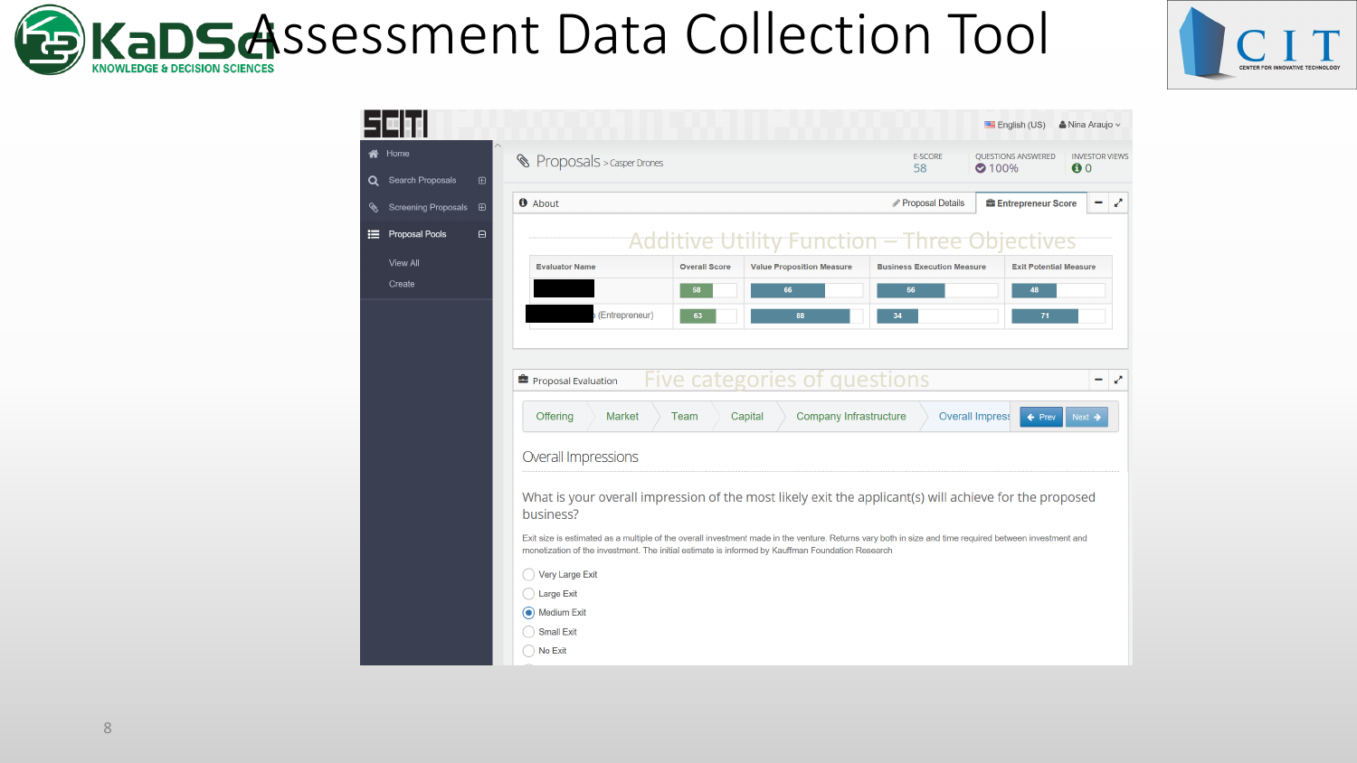# Assessment Data Collection Tool

KaDSci KNOWLEDGE & DECISION SCIENCES

CIT CENTER FOR INNOVATIVE TECHNOLOGY

SCITI

English (US) Nina Araujo

- Home
- Search Proposals
- Screening Proposals
- Proposal Pools
  - View All
  - Create

Proposals > Casper Drones

E-SCORE 58 | QUESTIONS ANSWERED 100% | INVESTOR VIEWS 0

About | Proposal Details | Entrepreneur Score

Additive Utility Function – Three Objectives

| Evaluator Name | Overall Score | Value Proposition Measure | Business Execution Measure | Exit Potential Measure |
|---|---|---|---|---|
| | 58 | 66 | 56 | 48 |
| (Entrepreneur) | 63 | 88 | 34 | 71 |

Proposal Evaluation — Five categories of questions

Offering | Market | Team | Capital | Company Infrastructure | Overall Impress | Prev | Next

## Overall Impressions

What is your overall impression of the most likely exit the applicant(s) will achieve for the proposed business?

Exit size is estimated as a multiple of the overall investment made in the venture. Returns vary both in size and time required between investment and monetization of the investment. The initial estimate is informed by Kauffman Foundation Research

- ○ Very Large Exit
- ○ Large Exit
- ● Medium Exit
- ○ Small Exit
- ○ No Exit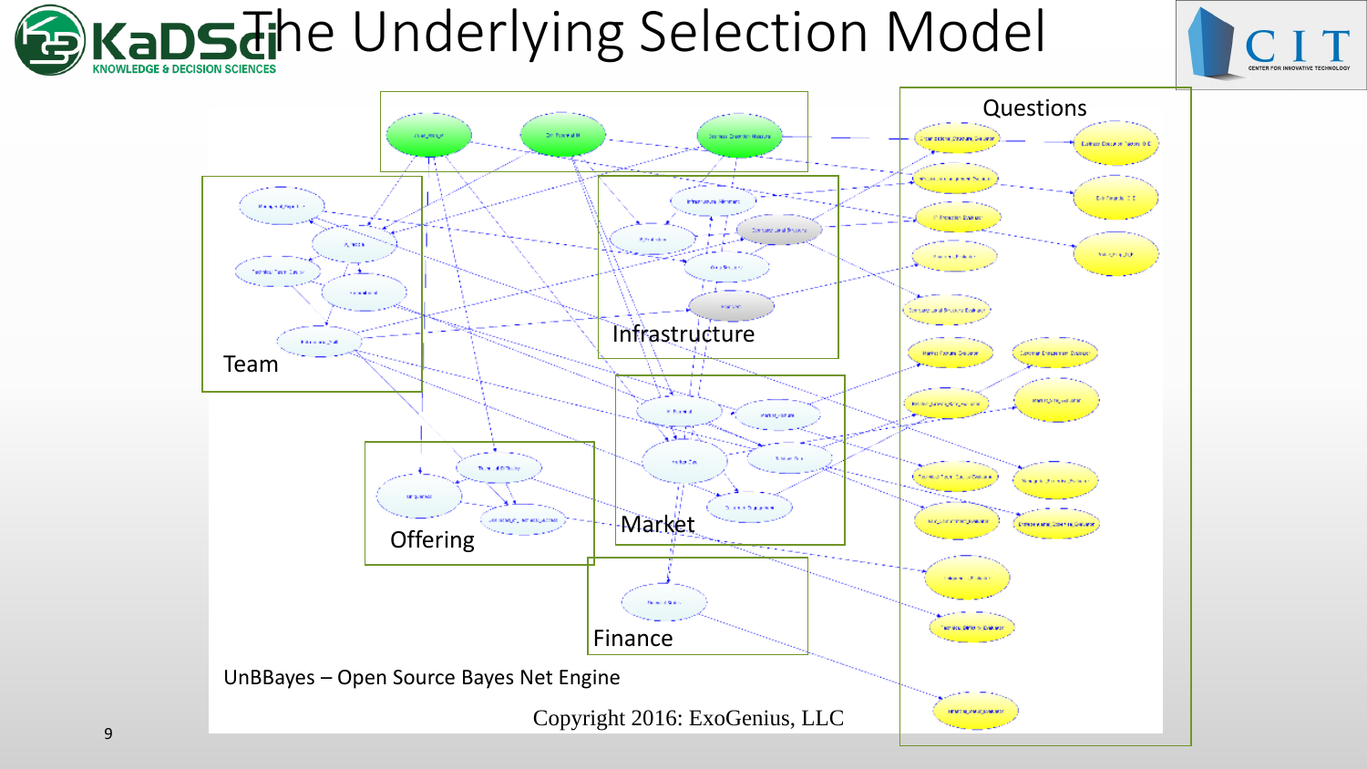# The Underlying Selection Model

Questions

Team

Infrastructure

Market

Offering

Finance

UnBBayes – Open Source Bayes Net Engine

Copyright 2016: ExoGenius, LLC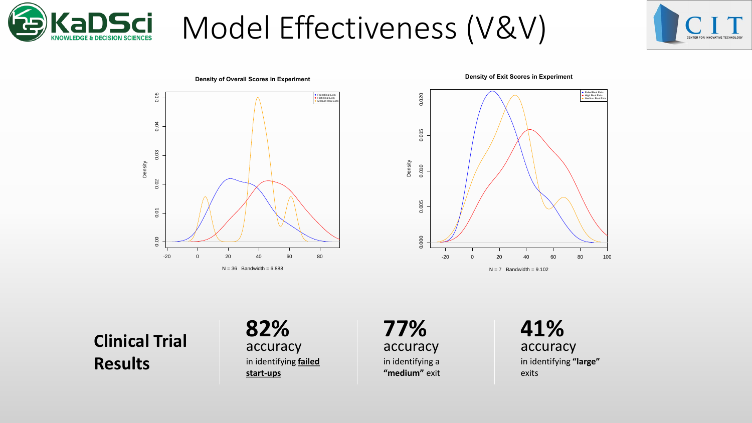# Model Effectiveness (V&V)

**Density of Overall Scores in Experiment**

Density

0.05
0.04
0.03
0.02
0.01
0.00

-20 0 20 40 60 80

N = 36 Bandwidth = 6.888

Failed Real Exits
High Real Exits
Medium Real Exits

**Density of Exit Scores in Experiment**

Density

0.020
0.015
0.010
0.005
0.000

-20 0 20 40 60 80 100

N = 7 Bandwidth = 9.102

Failed Real Exits
High Real Exits
Medium Real Exits

## Clinical Trial Results

**82%** accuracy in identifying **failed start-ups**

**77%** accuracy in identifying a **"medium"** exit

**41%** accuracy in identifying **"large"** exits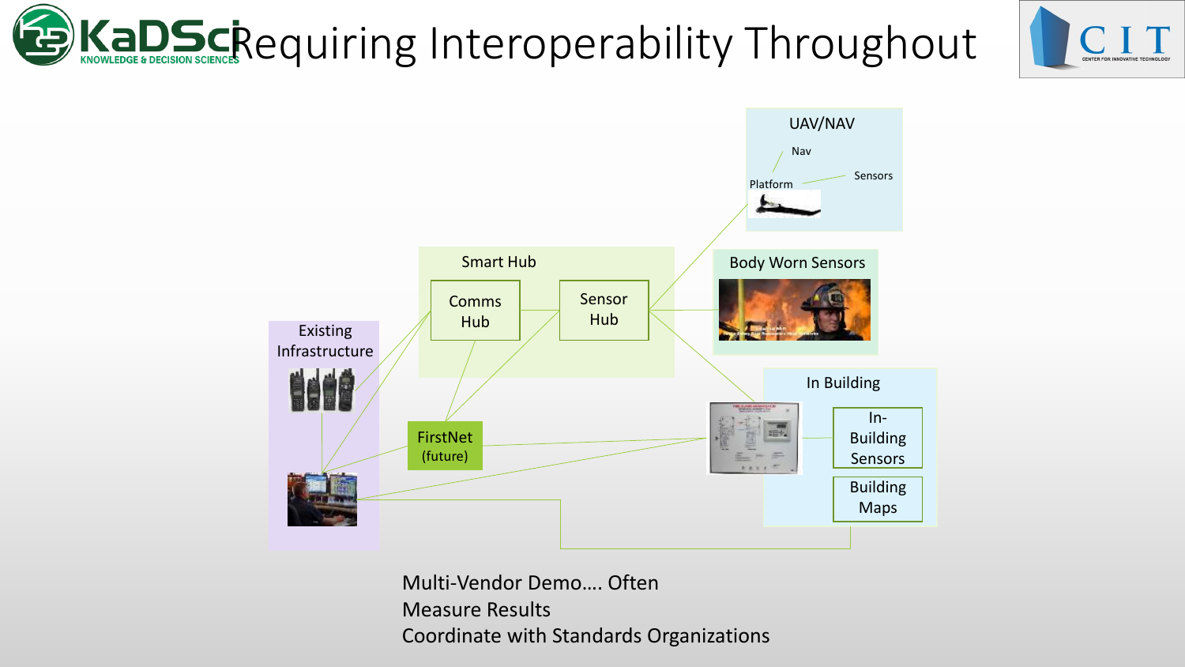# Requiring Interoperability Throughout

UAV/NAV

Nav

Platform

Sensors

Smart Hub

Comms Hub

Sensor Hub

Body Worn Sensors

Existing Infrastructure

FirstNet (future)

In Building

In-Building Sensors

Building Maps

Multi-Vendor Demo…. Often
Measure Results
Coordinate with Standards Organizations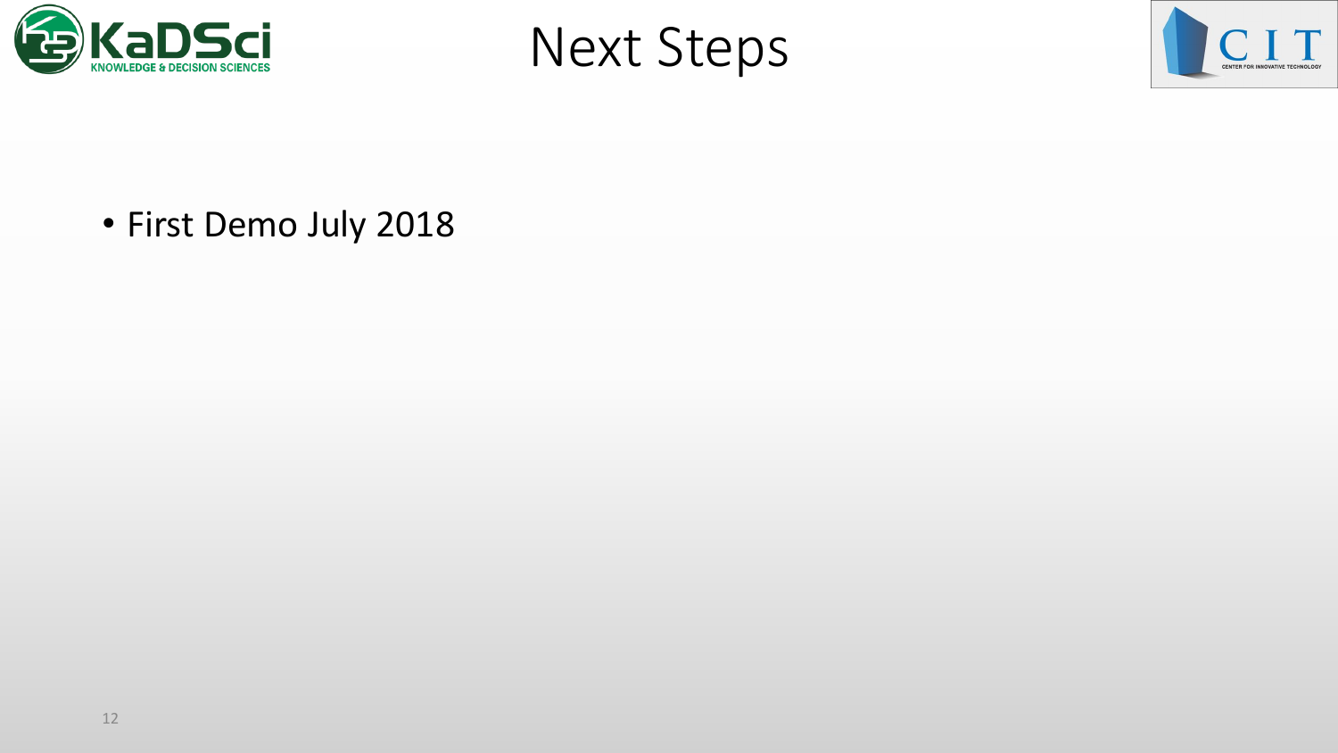# Next Steps

- First Demo July 2018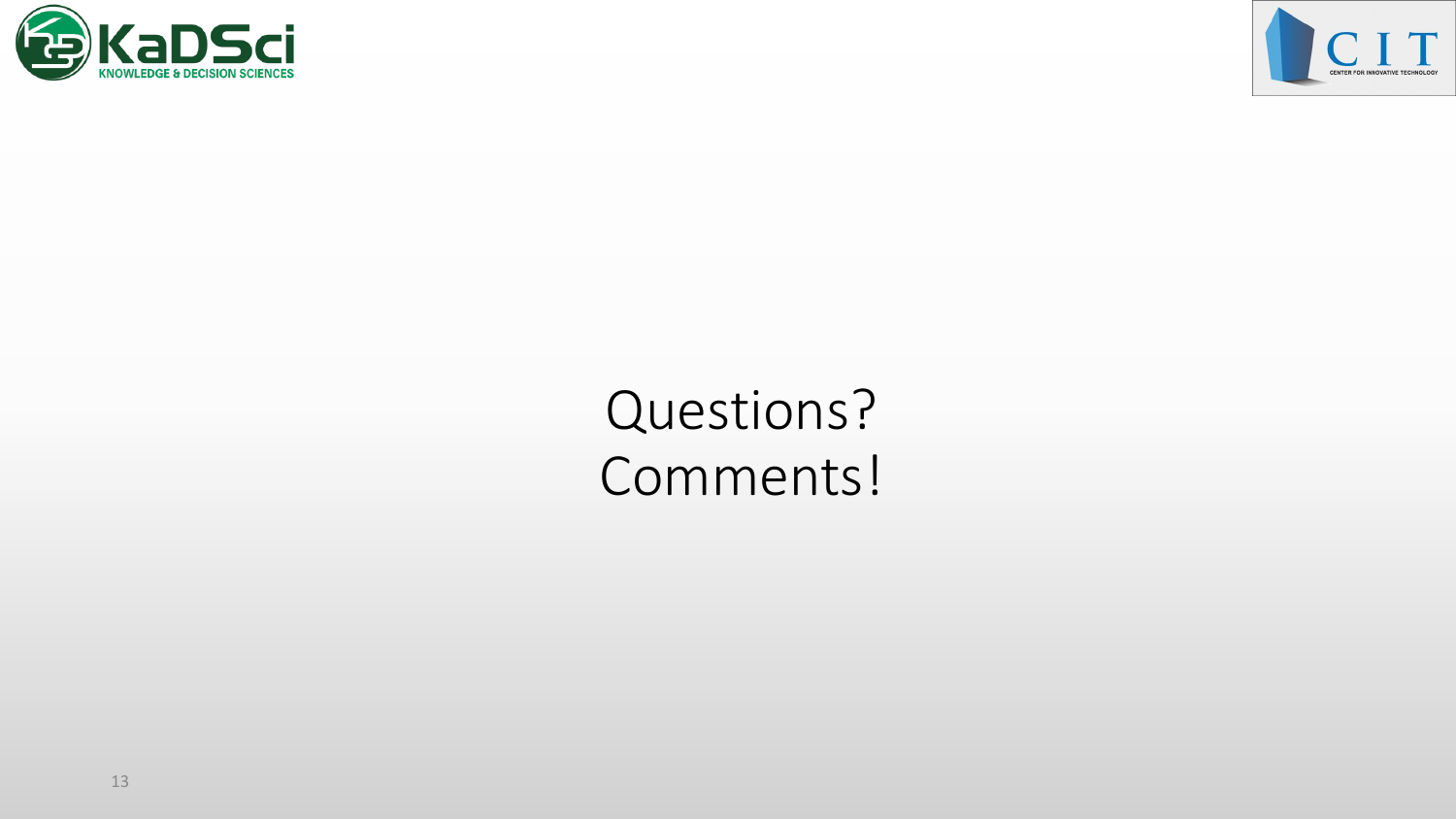Questions?
Comments!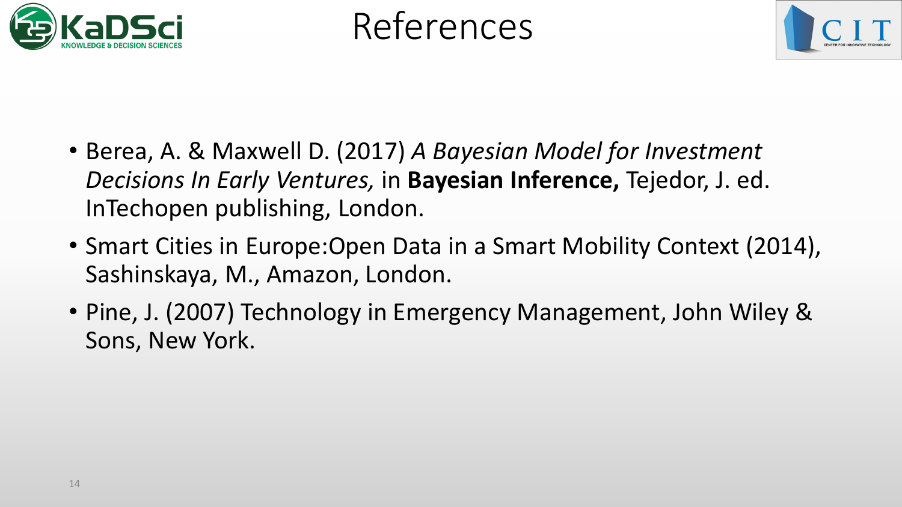# References

- Berea, A. & Maxwell D. (2017) *A Bayesian Model for Investment Decisions In Early Ventures,* in **Bayesian Inference,** Tejedor, J. ed. InTechopen publishing, London.
- Smart Cities in Europe:Open Data in a Smart Mobility Context (2014), Sashinskaya, M., Amazon, London.
- Pine, J. (2007) Technology in Emergency Management, John Wiley & Sons, New York.